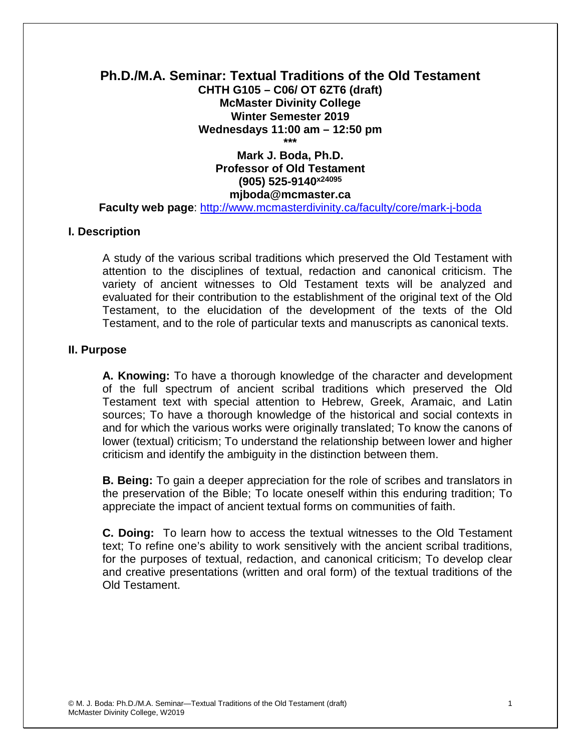# Ph.D./M.A. Seminar: Textual Traditions of the Old Testament

**CHTH G105 – C06/ OT 6ZT6 (draft)**
**McMaster Divinity College**
**Winter Semester 2019**
**Wednesdays 11:00 am – 12:50 pm**

**\*\*\***

**Mark J. Boda, Ph.D.**
**Professor of Old Testament**
**(905) 525-9140 x24095**
**mjboda@mcmaster.ca**

**Faculty web page**: http://www.mcmasterdivinity.ca/faculty/core/mark-j-boda

## I. Description

A study of the various scribal traditions which preserved the Old Testament with attention to the disciplines of textual, redaction and canonical criticism. The variety of ancient witnesses to Old Testament texts will be analyzed and evaluated for their contribution to the establishment of the original text of the Old Testament, to the elucidation of the development of the texts of the Old Testament, and to the role of particular texts and manuscripts as canonical texts.

## II. Purpose

**A. Knowing:** To have a thorough knowledge of the character and development of the full spectrum of ancient scribal traditions which preserved the Old Testament text with special attention to Hebrew, Greek, Aramaic, and Latin sources; To have a thorough knowledge of the historical and social contexts in and for which the various works were originally translated; To know the canons of lower (textual) criticism; To understand the relationship between lower and higher criticism and identify the ambiguity in the distinction between them.

**B. Being:** To gain a deeper appreciation for the role of scribes and translators in the preservation of the Bible; To locate oneself within this enduring tradition; To appreciate the impact of ancient textual forms on communities of faith.

**C. Doing:** To learn how to access the textual witnesses to the Old Testament text; To refine one's ability to work sensitively with the ancient scribal traditions, for the purposes of textual, redaction, and canonical criticism; To develop clear and creative presentations (written and oral form) of the textual traditions of the Old Testament.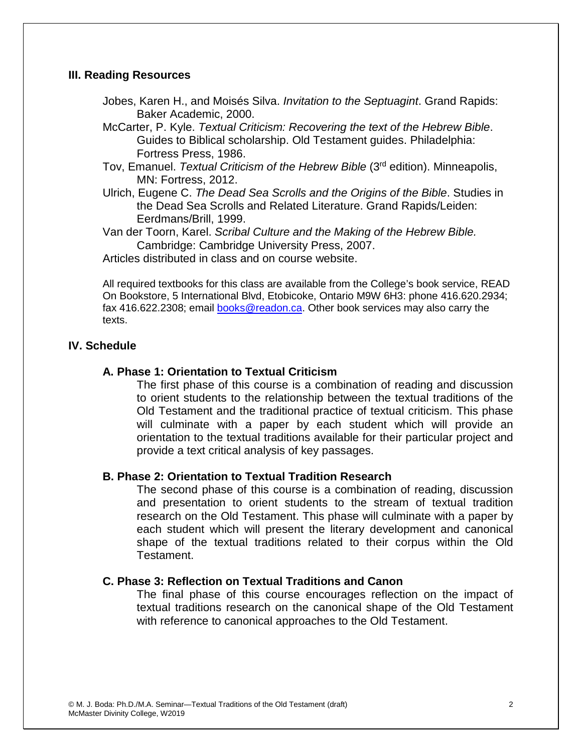## III. Reading Resources

Jobes, Karen H., and Moisés Silva. *Invitation to the Septuagint*. Grand Rapids: Baker Academic, 2000.

McCarter, P. Kyle. *Textual Criticism: Recovering the text of the Hebrew Bible*. Guides to Biblical scholarship. Old Testament guides. Philadelphia: Fortress Press, 1986.

Tov, Emanuel. *Textual Criticism of the Hebrew Bible* (3rd edition). Minneapolis, MN: Fortress, 2012.

Ulrich, Eugene C. *The Dead Sea Scrolls and the Origins of the Bible*. Studies in the Dead Sea Scrolls and Related Literature. Grand Rapids/Leiden: Eerdmans/Brill, 1999.

Van der Toorn, Karel. *Scribal Culture and the Making of the Hebrew Bible.* Cambridge: Cambridge University Press, 2007.

Articles distributed in class and on course website.

All required textbooks for this class are available from the College's book service, READ On Bookstore, 5 International Blvd, Etobicoke, Ontario M9W 6H3: phone 416.620.2934; fax 416.622.2308; email books@readon.ca. Other book services may also carry the texts.

## IV. Schedule

### A. Phase 1: Orientation to Textual Criticism

The first phase of this course is a combination of reading and discussion to orient students to the relationship between the textual traditions of the Old Testament and the traditional practice of textual criticism. This phase will culminate with a paper by each student which will provide an orientation to the textual traditions available for their particular project and provide a text critical analysis of key passages.

### B. Phase 2: Orientation to Textual Tradition Research

The second phase of this course is a combination of reading, discussion and presentation to orient students to the stream of textual tradition research on the Old Testament. This phase will culminate with a paper by each student which will present the literary development and canonical shape of the textual traditions related to their corpus within the Old Testament.

### C. Phase 3: Reflection on Textual Traditions and Canon

The final phase of this course encourages reflection on the impact of textual traditions research on the canonical shape of the Old Testament with reference to canonical approaches to the Old Testament.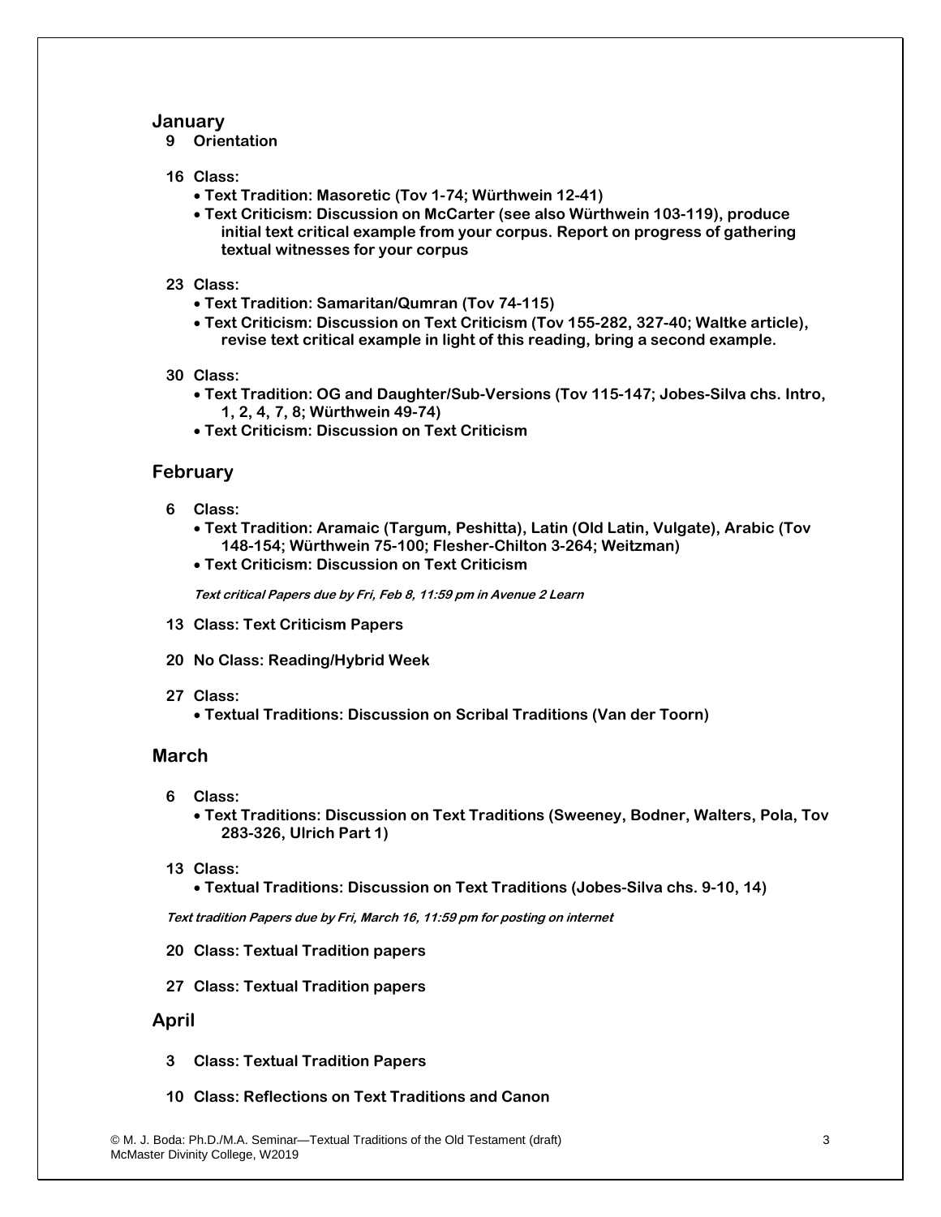## January

**9 Orientation**

**16 Class:**

- **Text Tradition: Masoretic (Tov 1-74; Würthwein 12-41)**
- **Text Criticism: Discussion on McCarter (see also Würthwein 103-119), produce initial text critical example from your corpus. Report on progress of gathering textual witnesses for your corpus**

**23 Class:**

- **Text Tradition: Samaritan/Qumran (Tov 74-115)**
- **Text Criticism: Discussion on Text Criticism (Tov 155-282, 327-40; Waltke article), revise text critical example in light of this reading, bring a second example.**

**30 Class:**

- **Text Tradition: OG and Daughter/Sub-Versions (Tov 115-147; Jobes-Silva chs. Intro, 1, 2, 4, 7, 8; Würthwein 49-74)**
- **Text Criticism: Discussion on Text Criticism**

## February

**6 Class:**

- **Text Tradition: Aramaic (Targum, Peshitta), Latin (Old Latin, Vulgate), Arabic (Tov 148-154; Würthwein 75-100; Flesher-Chilton 3-264; Weitzman)**
- **Text Criticism: Discussion on Text Criticism**

***Text critical Papers due by Fri, Feb 8, 11:59 pm in Avenue 2 Learn***

**13 Class: Text Criticism Papers**

**20 No Class: Reading/Hybrid Week**

**27 Class:**

- **Textual Traditions: Discussion on Scribal Traditions (Van der Toorn)**

## March

**6 Class:**

- **Text Traditions: Discussion on Text Traditions (Sweeney, Bodner, Walters, Pola, Tov 283-326, Ulrich Part 1)**

**13 Class:**

- **Textual Traditions: Discussion on Text Traditions (Jobes-Silva chs. 9-10, 14)**

***Text tradition Papers due by Fri, March 16, 11:59 pm for posting on internet***

**20 Class: Textual Tradition papers**

**27 Class: Textual Tradition papers**

## April

**3 Class: Textual Tradition Papers**

**10 Class: Reflections on Text Traditions and Canon**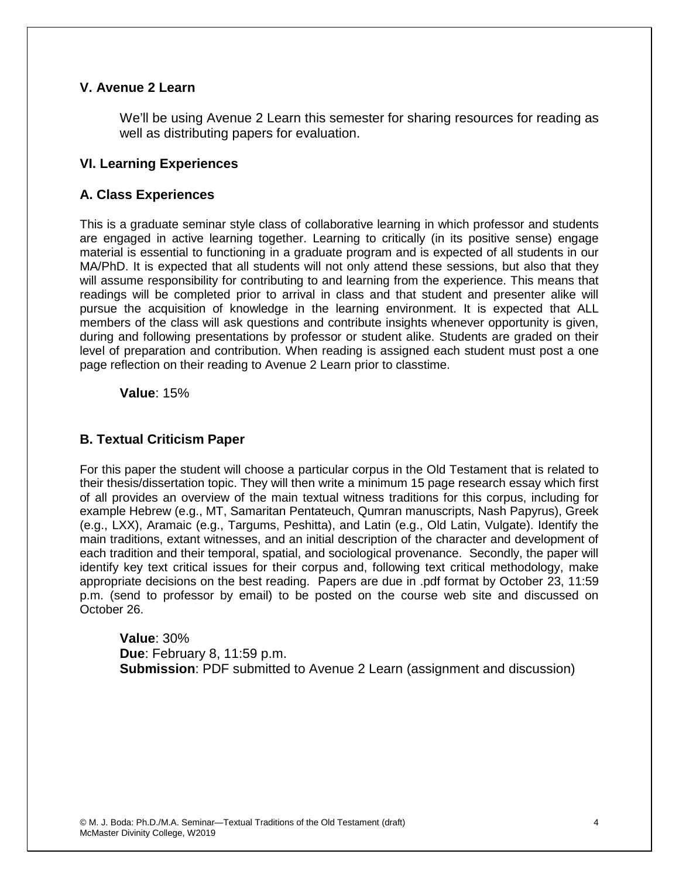## V. Avenue 2 Learn

We'll be using Avenue 2 Learn this semester for sharing resources for reading as well as distributing papers for evaluation.

## VI. Learning Experiences

### A. Class Experiences

This is a graduate seminar style class of collaborative learning in which professor and students are engaged in active learning together. Learning to critically (in its positive sense) engage material is essential to functioning in a graduate program and is expected of all students in our MA/PhD. It is expected that all students will not only attend these sessions, but also that they will assume responsibility for contributing to and learning from the experience. This means that readings will be completed prior to arrival in class and that student and presenter alike will pursue the acquisition of knowledge in the learning environment. It is expected that ALL members of the class will ask questions and contribute insights whenever opportunity is given, during and following presentations by professor or student alike. Students are graded on their level of preparation and contribution. When reading is assigned each student must post a one page reflection on their reading to Avenue 2 Learn prior to classtime.

**Value**: 15%

### B. Textual Criticism Paper

For this paper the student will choose a particular corpus in the Old Testament that is related to their thesis/dissertation topic. They will then write a minimum 15 page research essay which first of all provides an overview of the main textual witness traditions for this corpus, including for example Hebrew (e.g., MT, Samaritan Pentateuch, Qumran manuscripts, Nash Papyrus), Greek (e.g., LXX), Aramaic (e.g., Targums, Peshitta), and Latin (e.g., Old Latin, Vulgate). Identify the main traditions, extant witnesses, and an initial description of the character and development of each tradition and their temporal, spatial, and sociological provenance. Secondly, the paper will identify key text critical issues for their corpus and, following text critical methodology, make appropriate decisions on the best reading. Papers are due in .pdf format by October 23, 11:59 p.m. (send to professor by email) to be posted on the course web site and discussed on October 26.

**Value**: 30%
**Due**: February 8, 11:59 p.m.
**Submission**: PDF submitted to Avenue 2 Learn (assignment and discussion)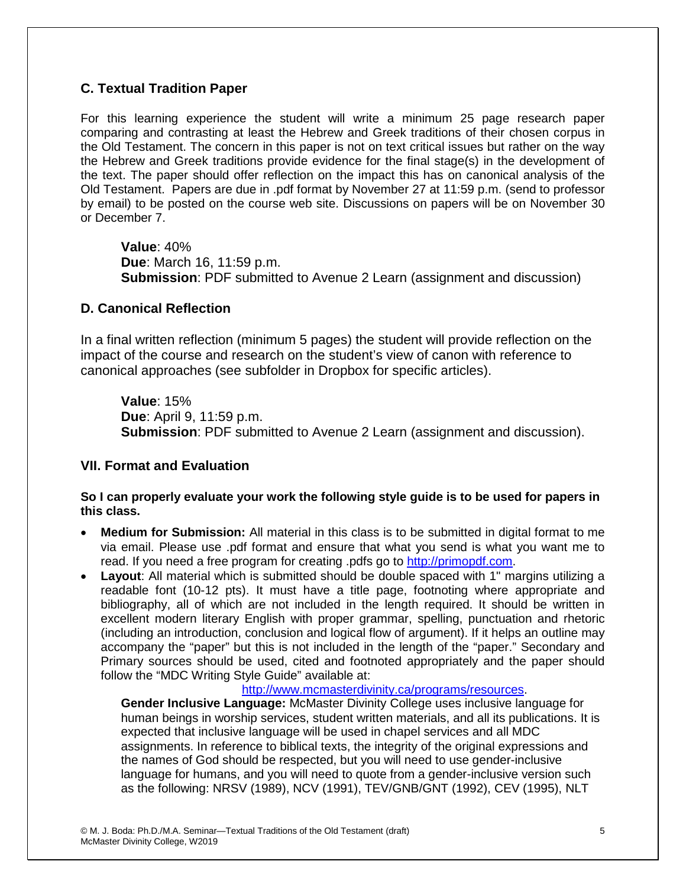### C. Textual Tradition Paper

For this learning experience the student will write a minimum 25 page research paper comparing and contrasting at least the Hebrew and Greek traditions of their chosen corpus in the Old Testament. The concern in this paper is not on text critical issues but rather on the way the Hebrew and Greek traditions provide evidence for the final stage(s) in the development of the text. The paper should offer reflection on the impact this has on canonical analysis of the Old Testament. Papers are due in .pdf format by November 27 at 11:59 p.m. (send to professor by email) to be posted on the course web site. Discussions on papers will be on November 30 or December 7.

> **Value**: 40%
> **Due**: March 16, 11:59 p.m.
> **Submission**: PDF submitted to Avenue 2 Learn (assignment and discussion)

### D. Canonical Reflection

In a final written reflection (minimum 5 pages) the student will provide reflection on the impact of the course and research on the student's view of canon with reference to canonical approaches (see subfolder in Dropbox for specific articles).

> **Value**: 15%
> **Due**: April 9, 11:59 p.m.
> **Submission**: PDF submitted to Avenue 2 Learn (assignment and discussion).

## VII. Format and Evaluation

**So I can properly evaluate your work the following style guide is to be used for papers in this class.**

- **Medium for Submission:** All material in this class is to be submitted in digital format to me via email. Please use .pdf format and ensure that what you send is what you want me to read. If you need a free program for creating .pdfs go to http://primopdf.com.
- **Layout**: All material which is submitted should be double spaced with 1" margins utilizing a readable font (10-12 pts). It must have a title page, footnoting where appropriate and bibliography, all of which are not included in the length required. It should be written in excellent modern literary English with proper grammar, spelling, punctuation and rhetoric (including an introduction, conclusion and logical flow of argument). If it helps an outline may accompany the "paper" but this is not included in the length of the "paper." Secondary and Primary sources should be used, cited and footnoted appropriately and the paper should follow the "MDC Writing Style Guide" available at: http://www.mcmasterdivinity.ca/programs/resources.

  **Gender Inclusive Language:** McMaster Divinity College uses inclusive language for human beings in worship services, student written materials, and all its publications. It is expected that inclusive language will be used in chapel services and all MDC assignments. In reference to biblical texts, the integrity of the original expressions and the names of God should be respected, but you will need to use gender-inclusive language for humans, and you will need to quote from a gender-inclusive version such as the following: NRSV (1989), NCV (1991), TEV/GNB/GNT (1992), CEV (1995), NLT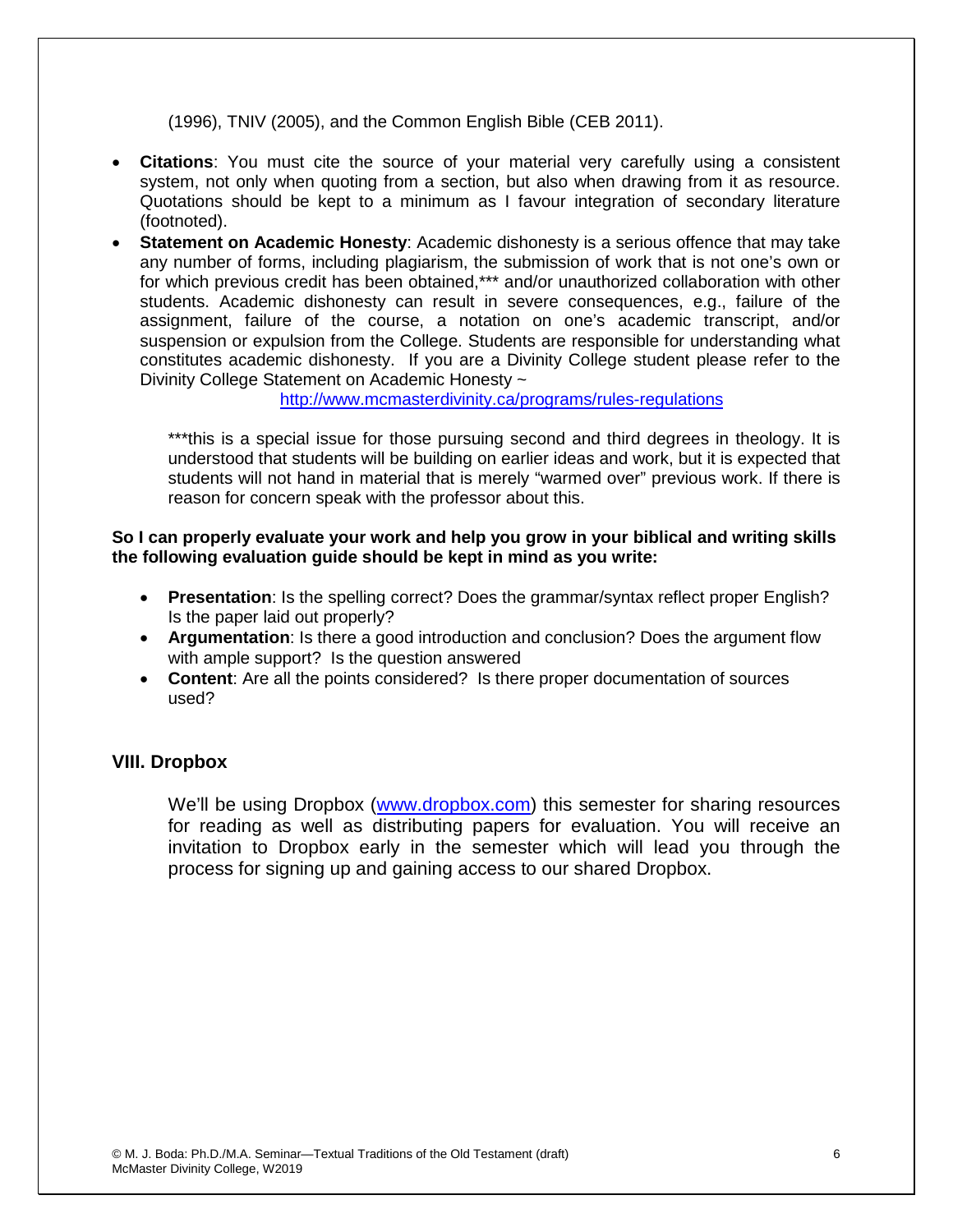(1996), TNIV (2005), and the Common English Bible (CEB 2011).

- **Citations**: You must cite the source of your material very carefully using a consistent system, not only when quoting from a section, but also when drawing from it as resource. Quotations should be kept to a minimum as I favour integration of secondary literature (footnoted).
- **Statement on Academic Honesty**: Academic dishonesty is a serious offence that may take any number of forms, including plagiarism, the submission of work that is not one's own or for which previous credit has been obtained,*** and/or unauthorized collaboration with other students. Academic dishonesty can result in severe consequences, e.g., failure of the assignment, failure of the course, a notation on one's academic transcript, and/or suspension or expulsion from the College. Students are responsible for understanding what constitutes academic dishonesty. If you are a Divinity College student please refer to the Divinity College Statement on Academic Honesty ~ http://www.mcmasterdivinity.ca/programs/rules-regulations

  ***this is a special issue for those pursuing second and third degrees in theology. It is understood that students will be building on earlier ideas and work, but it is expected that students will not hand in material that is merely "warmed over" previous work. If there is reason for concern speak with the professor about this.

**So I can properly evaluate your work and help you grow in your biblical and writing skills the following evaluation guide should be kept in mind as you write:**

- **Presentation**: Is the spelling correct? Does the grammar/syntax reflect proper English? Is the paper laid out properly?
- **Argumentation**: Is there a good introduction and conclusion? Does the argument flow with ample support? Is the question answered
- **Content**: Are all the points considered? Is there proper documentation of sources used?

## VIII. Dropbox

We'll be using Dropbox (www.dropbox.com) this semester for sharing resources for reading as well as distributing papers for evaluation. You will receive an invitation to Dropbox early in the semester which will lead you through the process for signing up and gaining access to our shared Dropbox.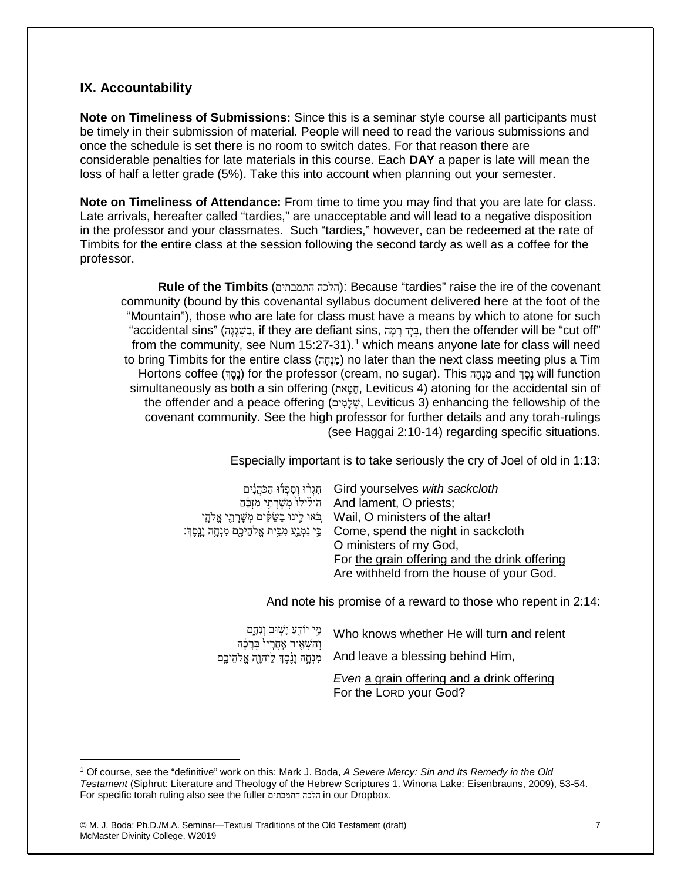## IX. Accountability

**Note on Timeliness of Submissions:** Since this is a seminar style course all participants must be timely in their submission of material. People will need to read the various submissions and once the schedule is set there is no room to switch dates. For that reason there are considerable penalties for late materials in this course. Each **DAY** a paper is late will mean the loss of half a letter grade (5%). Take this into account when planning out your semester.

**Note on Timeliness of Attendance:** From time to time you may find that you are late for class. Late arrivals, hereafter called "tardies," are unacceptable and will lead to a negative disposition in the professor and your classmates. Such "tardies," however, can be redeemed at the rate of Timbits for the entire class at the session following the second tardy as well as a coffee for the professor.

> **Rule of the Timbits** (הלכה התמבתים): Because "tardies" raise the ire of the covenant community (bound by this covenantal syllabus document delivered here at the foot of the "Mountain"), those who are late for class must have a means by which to atone for such "accidental sins" (בִשְׁגָגָה, if they are defiant sins, בְּיָד רָמָה, then the offender will be "cut off" from the community, see Num 15:27-31).[1] which means anyone late for class will need to bring Timbits for the entire class (מִנְחָה) no later than the next class meeting plus a Tim Hortons coffee (נֶסֶךְ) for the professor (cream, no sugar). This מִנְחָה and נֶסֶךְ will function simultaneously as both a sin offering (חַטָּאת, Leviticus 4) atoning for the accidental sin of the offender and a peace offering (שְׁלָמִים, Leviticus 3) enhancing the fellowship of the covenant community. See the high professor for further details and any torah-rulings (see Haggai 2:10-14) regarding specific situations.

Especially important is to take seriously the cry of Joel of old in 1:13:

| | |
|---|---|
| חִגְר֨וּ וְסִפְד֜וּ הַכֹּהֲנִ֗ים | Gird yourselves *with sackcloth* |
| הֵילִ֙ילוּ֙ מְשָׁרְתֵ֣י מִזְבֵּ֔חַ | And lament, O priests; |
| בֹּ֚אוּ לִ֣ינוּ בַשַּׂקִּ֔ים מְשָׁרְתֵ֖י אֱלֹהָ֑י | Wail, O ministers of the altar! |
| כִּ֥י נִמְנַ֛ע מִבֵּ֥ית אֱלֹהֵיכֶ֖ם מִנְחָ֥ה וָנָֽסֶךְ׃ | Come, spend the night in sackcloth |
| | O ministers of my God, |
| | For <u>the grain offering and the drink offering</u> |
| | Are withheld from the house of your God. |

And note his promise of a reward to those who repent in 2:14:

| | |
|---|---|
| מִ֥י יוֹדֵ֖עַ יָשׁ֣וּב וְנִחָ֑ם וְהִשְׁאִ֤יר אַחֲרָיו֙ בְּרָכָ֔ה | Who knows whether He will turn and relent |
| מִנְחָ֣ה וָנֶ֔סֶךְ לַיהוָ֖ה אֱלֹהֵיכֶֽם | And leave a blessing behind Him, |
| | *Even* <u>a grain offering and a drink offering</u> |
| | For the LORD your God? |

---

[1] Of course, see the "definitive" work on this: Mark J. Boda, *A Severe Mercy: Sin and Its Remedy in the Old Testament* (Siphrut: Literature and Theology of the Hebrew Scriptures 1. Winona Lake: Eisenbrauns, 2009), 53-54. For specific torah ruling also see the fuller הלכה התמבתים in our Dropbox.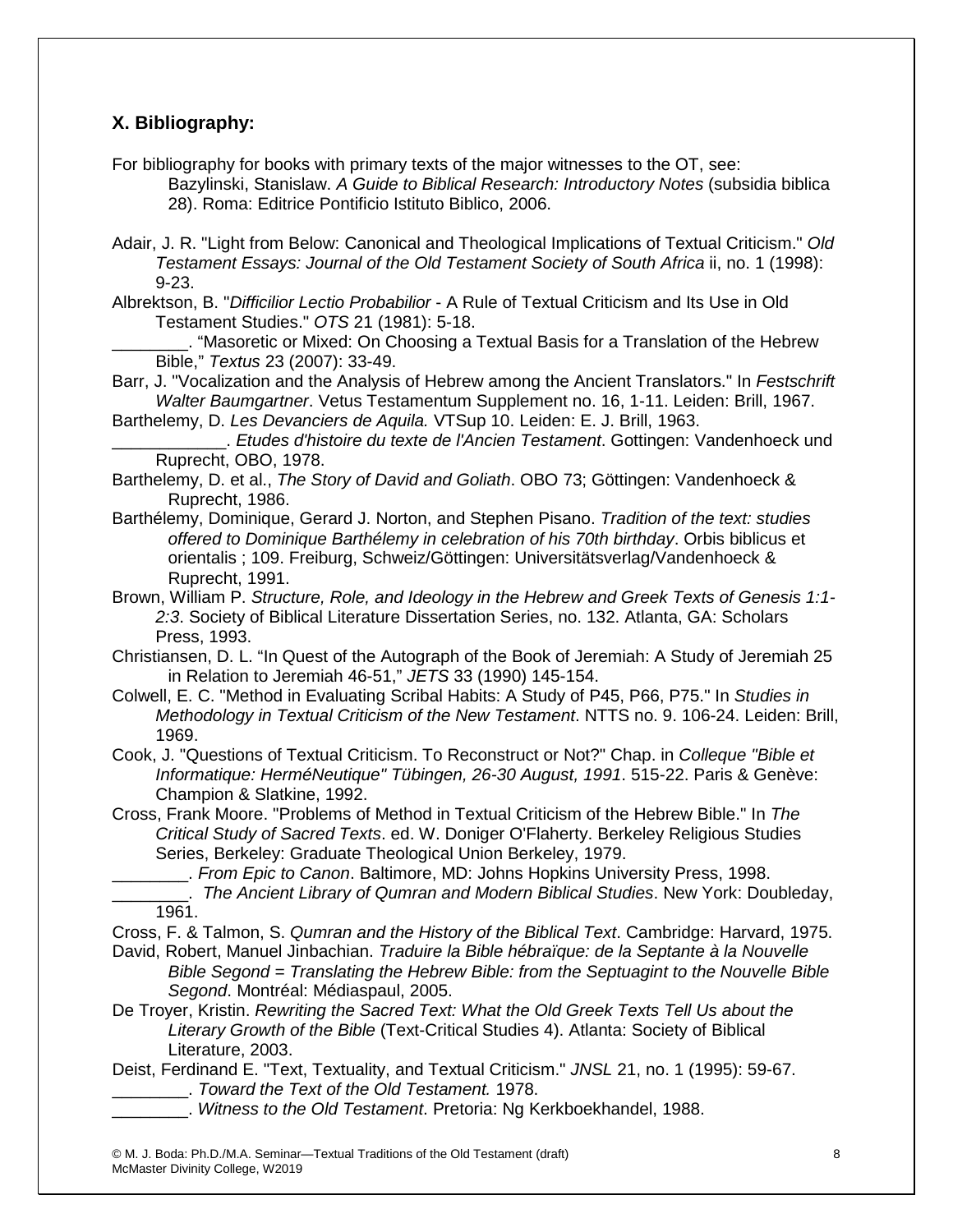## X. Bibliography:

For bibliography for books with primary texts of the major witnesses to the OT, see:
Bazylinski, Stanislaw. *A Guide to Biblical Research: Introductory Notes* (subsidia biblica 28). Roma: Editrice Pontificio Istituto Biblico, 2006.

Adair, J. R. "Light from Below: Canonical and Theological Implications of Textual Criticism." *Old Testament Essays: Journal of the Old Testament Society of South Africa* ii, no. 1 (1998): 9-23.

Albrektson, B. "*Difficilior Lectio Probabilior* - A Rule of Textual Criticism and Its Use in Old Testament Studies." *OTS* 21 (1981): 5-18.

________. "Masoretic or Mixed: On Choosing a Textual Basis for a Translation of the Hebrew Bible," *Textus* 23 (2007): 33-49.

Barr, J. "Vocalization and the Analysis of Hebrew among the Ancient Translators." In *Festschrift Walter Baumgartner*. Vetus Testamentum Supplement no. 16, 1-11. Leiden: Brill, 1967.

Barthelemy, D. *Les Devanciers de Aquila.* VTSup 10. Leiden: E. J. Brill, 1963.

____________. *Etudes d'histoire du texte de l'Ancien Testament*. Gottingen: Vandenhoeck und Ruprecht, OBO, 1978.

Barthelemy, D. et al., *The Story of David and Goliath*. OBO 73; Göttingen: Vandenhoeck & Ruprecht, 1986.

Barthélemy, Dominique, Gerard J. Norton, and Stephen Pisano. *Tradition of the text: studies offered to Dominique Barthélemy in celebration of his 70th birthday*. Orbis biblicus et orientalis ; 109. Freiburg, Schweiz/Göttingen: Universitätsverlag/Vandenhoeck & Ruprecht, 1991.

Brown, William P. *Structure, Role, and Ideology in the Hebrew and Greek Texts of Genesis 1:1-2:3*. Society of Biblical Literature Dissertation Series, no. 132. Atlanta, GA: Scholars Press, 1993.

Christiansen, D. L. "In Quest of the Autograph of the Book of Jeremiah: A Study of Jeremiah 25 in Relation to Jeremiah 46-51," *JETS* 33 (1990) 145-154.

Colwell, E. C. "Method in Evaluating Scribal Habits: A Study of P45, P66, P75." In *Studies in Methodology in Textual Criticism of the New Testament*. NTTS no. 9. 106-24. Leiden: Brill, 1969.

Cook, J. "Questions of Textual Criticism. To Reconstruct or Not?" Chap. in *Colleque "Bible et Informatique: HerméNeutique" Tübingen, 26-30 August, 1991*. 515-22. Paris & Genève: Champion & Slatkine, 1992.

Cross, Frank Moore. "Problems of Method in Textual Criticism of the Hebrew Bible." In *The Critical Study of Sacred Texts*. ed. W. Doniger O'Flaherty. Berkeley Religious Studies Series, Berkeley: Graduate Theological Union Berkeley, 1979.

________. *From Epic to Canon*. Baltimore, MD: Johns Hopkins University Press, 1998.

________. *The Ancient Library of Qumran and Modern Biblical Studies*. New York: Doubleday, 1961.

Cross, F. & Talmon, S. *Qumran and the History of the Biblical Text*. Cambridge: Harvard, 1975.

David, Robert, Manuel Jinbachian. *Traduire la Bible hébraïque: de la Septante à la Nouvelle Bible Segond = Translating the Hebrew Bible: from the Septuagint to the Nouvelle Bible Segond*. Montréal: Médiaspaul, 2005.

De Troyer, Kristin. *Rewriting the Sacred Text: What the Old Greek Texts Tell Us about the Literary Growth of the Bible* (Text-Critical Studies 4). Atlanta: Society of Biblical Literature, 2003.

Deist, Ferdinand E. "Text, Textuality, and Textual Criticism." *JNSL* 21, no. 1 (1995): 59-67.

________. *Toward the Text of the Old Testament.* 1978.

________. *Witness to the Old Testament*. Pretoria: Ng Kerkboekhandel, 1988.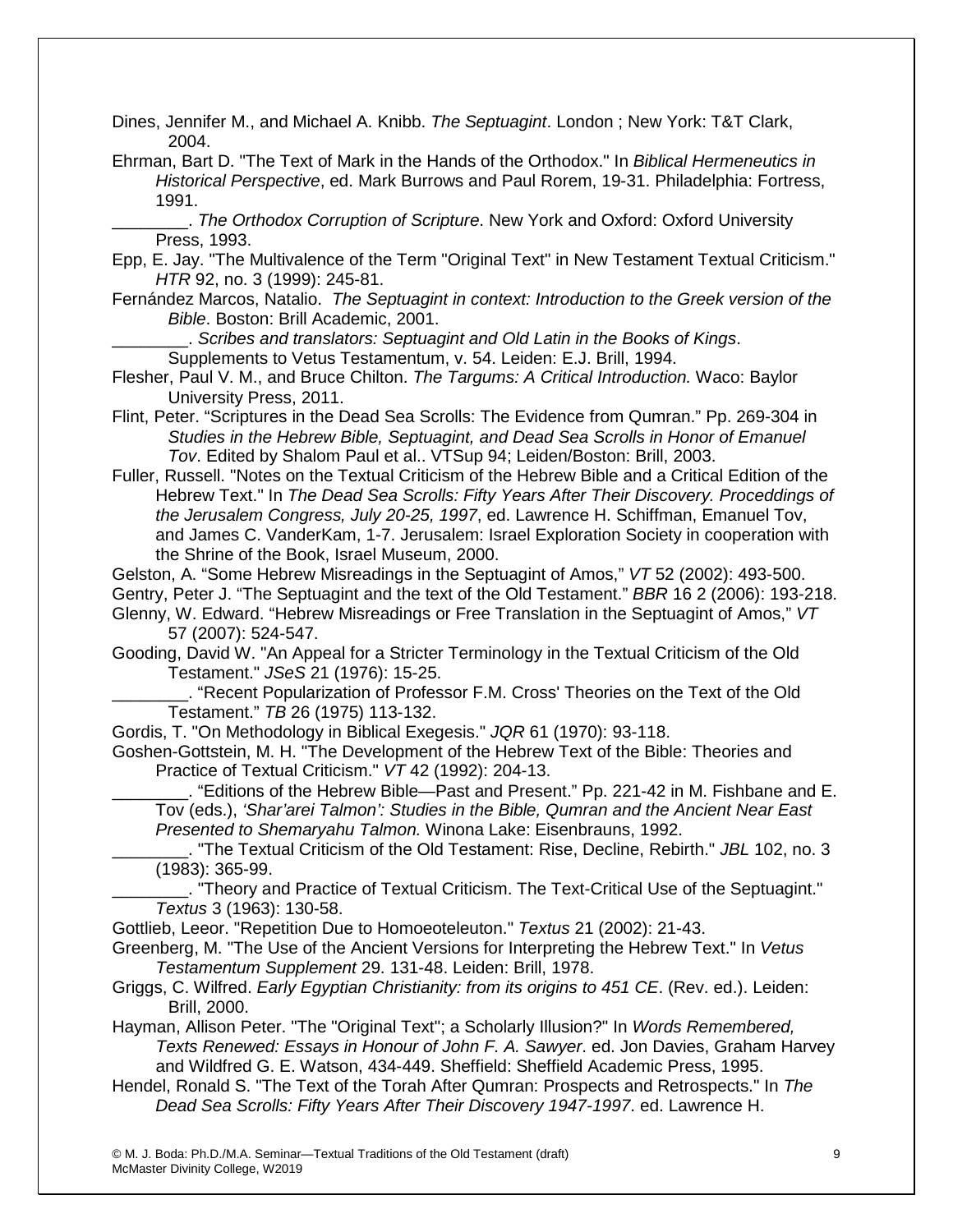Dines, Jennifer M., and Michael A. Knibb. *The Septuagint*. London ; New York: T&T Clark, 2004.

Ehrman, Bart D. "The Text of Mark in the Hands of the Orthodox." In *Biblical Hermeneutics in Historical Perspective*, ed. Mark Burrows and Paul Rorem, 19-31. Philadelphia: Fortress, 1991.

________. *The Orthodox Corruption of Scripture*. New York and Oxford: Oxford University Press, 1993.

Epp, E. Jay. "The Multivalence of the Term "Original Text" in New Testament Textual Criticism." *HTR* 92, no. 3 (1999): 245-81.

Fernández Marcos, Natalio. *The Septuagint in context: Introduction to the Greek version of the Bible*. Boston: Brill Academic, 2001.

________. *Scribes and translators: Septuagint and Old Latin in the Books of Kings*. Supplements to Vetus Testamentum, v. 54. Leiden: E.J. Brill, 1994.

Flesher, Paul V. M., and Bruce Chilton. *The Targums: A Critical Introduction.* Waco: Baylor University Press, 2011.

Flint, Peter. "Scriptures in the Dead Sea Scrolls: The Evidence from Qumran." Pp. 269-304 in *Studies in the Hebrew Bible, Septuagint, and Dead Sea Scrolls in Honor of Emanuel Tov*. Edited by Shalom Paul et al.. VTSup 94; Leiden/Boston: Brill, 2003.

Fuller, Russell. "Notes on the Textual Criticism of the Hebrew Bible and a Critical Edition of the Hebrew Text." In *The Dead Sea Scrolls: Fifty Years After Their Discovery. Proceddings of the Jerusalem Congress, July 20-25, 1997*, ed. Lawrence H. Schiffman, Emanuel Tov, and James C. VanderKam, 1-7. Jerusalem: Israel Exploration Society in cooperation with the Shrine of the Book, Israel Museum, 2000.

Gelston, A. "Some Hebrew Misreadings in the Septuagint of Amos," *VT* 52 (2002): 493-500.

Gentry, Peter J. "The Septuagint and the text of the Old Testament." *BBR* 16 2 (2006): 193-218.

Glenny, W. Edward. "Hebrew Misreadings or Free Translation in the Septuagint of Amos," *VT* 57 (2007): 524-547.

Gooding, David W. "An Appeal for a Stricter Terminology in the Textual Criticism of the Old Testament." *JSeS* 21 (1976): 15-25.

________. "Recent Popularization of Professor F.M. Cross' Theories on the Text of the Old Testament." *TB* 26 (1975) 113-132.

Gordis, T. "On Methodology in Biblical Exegesis." *JQR* 61 (1970): 93-118.

Goshen-Gottstein, M. H. "The Development of the Hebrew Text of the Bible: Theories and Practice of Textual Criticism." *VT* 42 (1992): 204-13.

________. "Editions of the Hebrew Bible—Past and Present." Pp. 221-42 in M. Fishbane and E. Tov (eds.), *'Shar'arei Talmon': Studies in the Bible, Qumran and the Ancient Near East Presented to Shemaryahu Talmon.* Winona Lake: Eisenbrauns, 1992.

________. "The Textual Criticism of the Old Testament: Rise, Decline, Rebirth." *JBL* 102, no. 3 (1983): 365-99.

________. "Theory and Practice of Textual Criticism. The Text-Critical Use of the Septuagint." *Textus* 3 (1963): 130-58.

Gottlieb, Leeor. "Repetition Due to Homoeoteleuton." *Textus* 21 (2002): 21-43.

Greenberg, M. "The Use of the Ancient Versions for Interpreting the Hebrew Text." In *Vetus Testamentum Supplement* 29. 131-48. Leiden: Brill, 1978.

Griggs, C. Wilfred. *Early Egyptian Christianity: from its origins to 451 CE*. (Rev. ed.). Leiden: Brill, 2000.

Hayman, Allison Peter. "The "Original Text"; a Scholarly Illusion?" In *Words Remembered, Texts Renewed: Essays in Honour of John F. A. Sawyer*. ed. Jon Davies, Graham Harvey and Wildfred G. E. Watson, 434-449. Sheffield: Sheffield Academic Press, 1995.

Hendel, Ronald S. "The Text of the Torah After Qumran: Prospects and Retrospects." In *The Dead Sea Scrolls: Fifty Years After Their Discovery 1947-1997*. ed. Lawrence H.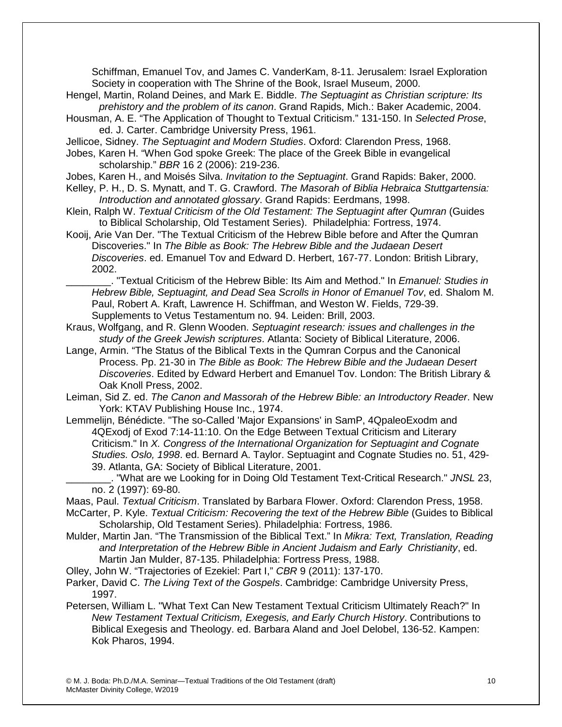Schiffman, Emanuel Tov, and James C. VanderKam, 8-11. Jerusalem: Israel Exploration Society in cooperation with The Shrine of the Book, Israel Museum, 2000.

Hengel, Martin, Roland Deines, and Mark E. Biddle. *The Septuagint as Christian scripture: Its prehistory and the problem of its canon*. Grand Rapids, Mich.: Baker Academic, 2004.

Housman, A. E. "The Application of Thought to Textual Criticism." 131-150. In *Selected Prose*, ed. J. Carter. Cambridge University Press, 1961.

Jellicoe, Sidney. *The Septuagint and Modern Studies*. Oxford: Clarendon Press, 1968.

Jobes, Karen H. "When God spoke Greek: The place of the Greek Bible in evangelical scholarship." *BBR* 16 2 (2006): 219-236.

Jobes, Karen H., and Moisés Silva. *Invitation to the Septuagint*. Grand Rapids: Baker, 2000.

Kelley, P. H., D. S. Mynatt, and T. G. Crawford. *The Masorah of Biblia Hebraica Stuttgartensia: Introduction and annotated glossary*. Grand Rapids: Eerdmans, 1998.

Klein, Ralph W. *Textual Criticism of the Old Testament: The Septuagint after Qumran* (Guides to Biblical Scholarship, Old Testament Series). Philadelphia: Fortress, 1974.

Kooij, Arie Van Der. "The Textual Criticism of the Hebrew Bible before and After the Qumran Discoveries." In *The Bible as Book: The Hebrew Bible and the Judaean Desert Discoveries*. ed. Emanuel Tov and Edward D. Herbert, 167-77. London: British Library, 2002.

________. "Textual Criticism of the Hebrew Bible: Its Aim and Method." In *Emanuel: Studies in Hebrew Bible, Septuagint, and Dead Sea Scrolls in Honor of Emanuel Tov*, ed. Shalom M. Paul, Robert A. Kraft, Lawrence H. Schiffman, and Weston W. Fields, 729-39. Supplements to Vetus Testamentum no. 94. Leiden: Brill, 2003.

Kraus, Wolfgang, and R. Glenn Wooden. *Septuagint research: issues and challenges in the study of the Greek Jewish scriptures*. Atlanta: Society of Biblical Literature, 2006.

Lange, Armin. "The Status of the Biblical Texts in the Qumran Corpus and the Canonical Process. Pp. 21-30 in *The Bible as Book: The Hebrew Bible and the Judaean Desert Discoveries*. Edited by Edward Herbert and Emanuel Tov. London: The British Library & Oak Knoll Press, 2002.

Leiman, Sid Z. ed. *The Canon and Massorah of the Hebrew Bible: an Introductory Reader*. New York: KTAV Publishing House Inc., 1974.

Lemmelijn, Bénédicte. "The so-Called 'Major Expansions' in SamP, 4QpaleoExodm and 4QExodj of Exod 7:14-11:10. On the Edge Between Textual Criticism and Literary Criticism." In *X. Congress of the International Organization for Septuagint and Cognate Studies. Oslo, 1998*. ed. Bernard A. Taylor. Septuagint and Cognate Studies no. 51, 429-39. Atlanta, GA: Society of Biblical Literature, 2001.

________. "What are we Looking for in Doing Old Testament Text-Critical Research." *JNSL* 23, no. 2 (1997): 69-80.

Maas, Paul. *Textual Criticism*. Translated by Barbara Flower. Oxford: Clarendon Press, 1958.

McCarter, P. Kyle. *Textual Criticism: Recovering the text of the Hebrew Bible* (Guides to Biblical Scholarship, Old Testament Series). Philadelphia: Fortress, 1986.

Mulder, Martin Jan. "The Transmission of the Biblical Text." In *Mikra: Text, Translation, Reading and Interpretation of the Hebrew Bible in Ancient Judaism and Early Christianity*, ed. Martin Jan Mulder, 87-135. Philadelphia: Fortress Press, 1988.

Olley, John W. "Trajectories of Ezekiel: Part I," *CBR* 9 (2011): 137-170.

Parker, David C. *The Living Text of the Gospels*. Cambridge: Cambridge University Press, 1997.

Petersen, William L. "What Text Can New Testament Textual Criticism Ultimately Reach?" In *New Testament Textual Criticism, Exegesis, and Early Church History*. Contributions to Biblical Exegesis and Theology. ed. Barbara Aland and Joel Delobel, 136-52. Kampen: Kok Pharos, 1994.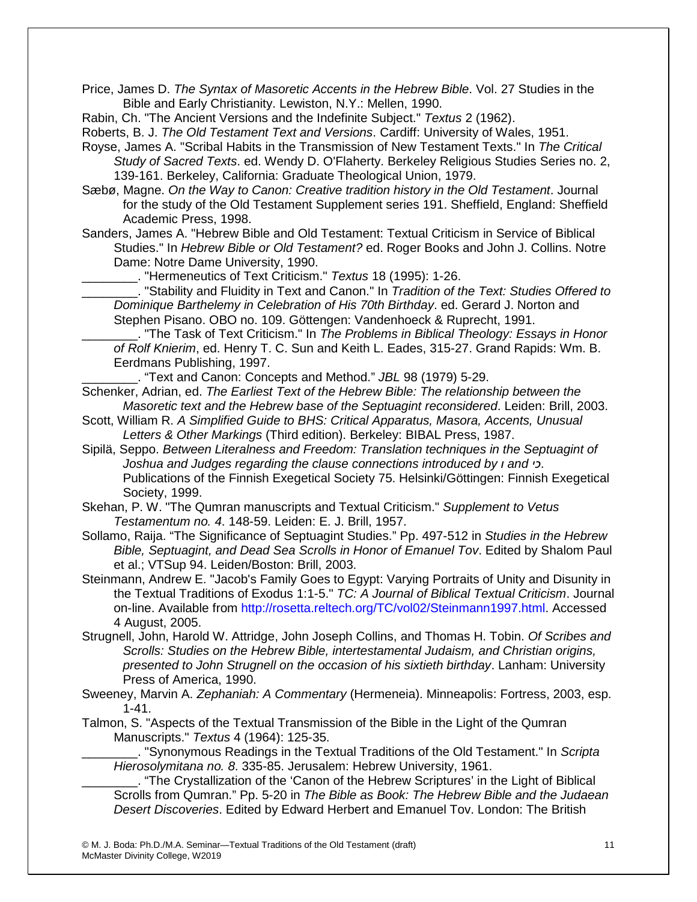Price, James D. *The Syntax of Masoretic Accents in the Hebrew Bible*. Vol. 27 Studies in the Bible and Early Christianity. Lewiston, N.Y.: Mellen, 1990.

Rabin, Ch. "The Ancient Versions and the Indefinite Subject." *Textus* 2 (1962).

Roberts, B. J. *The Old Testament Text and Versions*. Cardiff: University of Wales, 1951.

Royse, James A. "Scribal Habits in the Transmission of New Testament Texts." In *The Critical Study of Sacred Texts*. ed. Wendy D. O'Flaherty. Berkeley Religious Studies Series no. 2, 139-161. Berkeley, California: Graduate Theological Union, 1979.

Sæbø, Magne. *On the Way to Canon: Creative tradition history in the Old Testament*. Journal for the study of the Old Testament Supplement series 191. Sheffield, England: Sheffield Academic Press, 1998.

Sanders, James A. "Hebrew Bible and Old Testament: Textual Criticism in Service of Biblical Studies." In *Hebrew Bible or Old Testament?* ed. Roger Books and John J. Collins. Notre Dame: Notre Dame University, 1990.

________. "Hermeneutics of Text Criticism." *Textus* 18 (1995): 1-26.

________. "Stability and Fluidity in Text and Canon." In *Tradition of the Text: Studies Offered to Dominique Barthelemy in Celebration of His 70th Birthday*. ed. Gerard J. Norton and Stephen Pisano. OBO no. 109. Göttengen: Vandenhoeck & Ruprecht, 1991.

________. "The Task of Text Criticism." In *The Problems in Biblical Theology: Essays in Honor of Rolf Knierim*, ed. Henry T. C. Sun and Keith L. Eades, 315-27. Grand Rapids: Wm. B. Eerdmans Publishing, 1997.

________. "Text and Canon: Concepts and Method." *JBL* 98 (1979) 5-29.

Schenker, Adrian, ed. *The Earliest Text of the Hebrew Bible: The relationship between the Masoretic text and the Hebrew base of the Septuagint reconsidered*. Leiden: Brill, 2003.

Scott, William R. *A Simplified Guide to BHS: Critical Apparatus, Masora, Accents, Unusual Letters & Other Markings* (Third edition). Berkeley: BIBAL Press, 1987.

Sipilä, Seppo. *Between Literalness and Freedom: Translation techniques in the Septuagint of Joshua and Judges regarding the clause connections introduced by ו and כי*. Publications of the Finnish Exegetical Society 75. Helsinki/Göttingen: Finnish Exegetical Society, 1999.

Skehan, P. W. "The Qumran manuscripts and Textual Criticism." *Supplement to Vetus Testamentum no. 4*. 148-59. Leiden: E. J. Brill, 1957.

Sollamo, Raija. "The Significance of Septuagint Studies." Pp. 497-512 in *Studies in the Hebrew Bible, Septuagint, and Dead Sea Scrolls in Honor of Emanuel Tov*. Edited by Shalom Paul et al.; VTSup 94. Leiden/Boston: Brill, 2003.

Steinmann, Andrew E. "Jacob's Family Goes to Egypt: Varying Portraits of Unity and Disunity in the Textual Traditions of Exodus 1:1-5." *TC: A Journal of Biblical Textual Criticism*. Journal on-line. Available from http://rosetta.reltech.org/TC/vol02/Steinmann1997.html. Accessed 4 August, 2005.

Strugnell, John, Harold W. Attridge, John Joseph Collins, and Thomas H. Tobin. *Of Scribes and Scrolls: Studies on the Hebrew Bible, intertestamental Judaism, and Christian origins, presented to John Strugnell on the occasion of his sixtieth birthday*. Lanham: University Press of America, 1990.

Sweeney, Marvin A. *Zephaniah: A Commentary* (Hermeneia). Minneapolis: Fortress, 2003, esp. 1-41.

Talmon, S. "Aspects of the Textual Transmission of the Bible in the Light of the Qumran Manuscripts." *Textus* 4 (1964): 125-35.

________. "Synonymous Readings in the Textual Traditions of the Old Testament." In *Scripta Hierosolymitana no. 8*. 335-85. Jerusalem: Hebrew University, 1961.

________. "The Crystallization of the 'Canon of the Hebrew Scriptures' in the Light of Biblical Scrolls from Qumran." Pp. 5-20 in *The Bible as Book: The Hebrew Bible and the Judaean Desert Discoveries*. Edited by Edward Herbert and Emanuel Tov. London: The British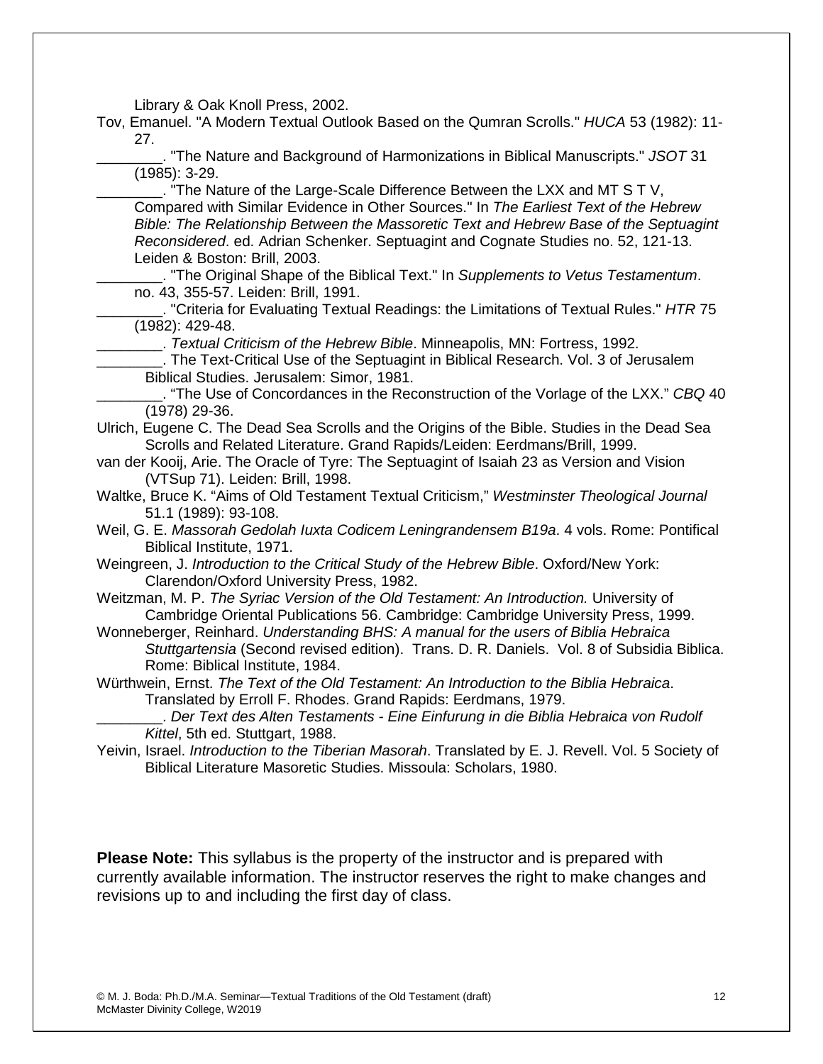Library & Oak Knoll Press, 2002.

Tov, Emanuel. "A Modern Textual Outlook Based on the Qumran Scrolls." *HUCA* 53 (1982): 11-27.

________. "The Nature and Background of Harmonizations in Biblical Manuscripts." *JSOT* 31 (1985): 3-29.

________. "The Nature of the Large-Scale Difference Between the LXX and MT S T V, Compared with Similar Evidence in Other Sources." In *The Earliest Text of the Hebrew Bible: The Relationship Between the Massoretic Text and Hebrew Base of the Septuagint Reconsidered*. ed. Adrian Schenker. Septuagint and Cognate Studies no. 52, 121-13. Leiden & Boston: Brill, 2003.

________. "The Original Shape of the Biblical Text." In *Supplements to Vetus Testamentum*. no. 43, 355-57. Leiden: Brill, 1991.

________. "Criteria for Evaluating Textual Readings: the Limitations of Textual Rules." *HTR* 75 (1982): 429-48.

________. *Textual Criticism of the Hebrew Bible*. Minneapolis, MN: Fortress, 1992.

________. The Text-Critical Use of the Septuagint in Biblical Research. Vol. 3 of Jerusalem Biblical Studies. Jerusalem: Simor, 1981.

________. "The Use of Concordances in the Reconstruction of the Vorlage of the LXX." *CBQ* 40 (1978) 29-36.

Ulrich, Eugene C. The Dead Sea Scrolls and the Origins of the Bible. Studies in the Dead Sea Scrolls and Related Literature. Grand Rapids/Leiden: Eerdmans/Brill, 1999.

van der Kooij, Arie. The Oracle of Tyre: The Septuagint of Isaiah 23 as Version and Vision (VTSup 71). Leiden: Brill, 1998.

Waltke, Bruce K. "Aims of Old Testament Textual Criticism," *Westminster Theological Journal* 51.1 (1989): 93-108.

Weil, G. E. *Massorah Gedolah Iuxta Codicem Leningrandensem B19a*. 4 vols. Rome: Pontifical Biblical Institute, 1971.

Weingreen, J. *Introduction to the Critical Study of the Hebrew Bible*. Oxford/New York: Clarendon/Oxford University Press, 1982.

Weitzman, M. P. *The Syriac Version of the Old Testament: An Introduction.* University of Cambridge Oriental Publications 56. Cambridge: Cambridge University Press, 1999.

Wonneberger, Reinhard. *Understanding BHS: A manual for the users of Biblia Hebraica Stuttgartensia* (Second revised edition). Trans. D. R. Daniels. Vol. 8 of Subsidia Biblica. Rome: Biblical Institute, 1984.

Würthwein, Ernst. *The Text of the Old Testament: An Introduction to the Biblia Hebraica*. Translated by Erroll F. Rhodes. Grand Rapids: Eerdmans, 1979.

________. *Der Text des Alten Testaments - Eine Einfurung in die Biblia Hebraica von Rudolf Kittel*, 5th ed. Stuttgart, 1988.

Yeivin, Israel. *Introduction to the Tiberian Masorah*. Translated by E. J. Revell. Vol. 5 Society of Biblical Literature Masoretic Studies. Missoula: Scholars, 1980.

**Please Note:** This syllabus is the property of the instructor and is prepared with currently available information. The instructor reserves the right to make changes and revisions up to and including the first day of class.